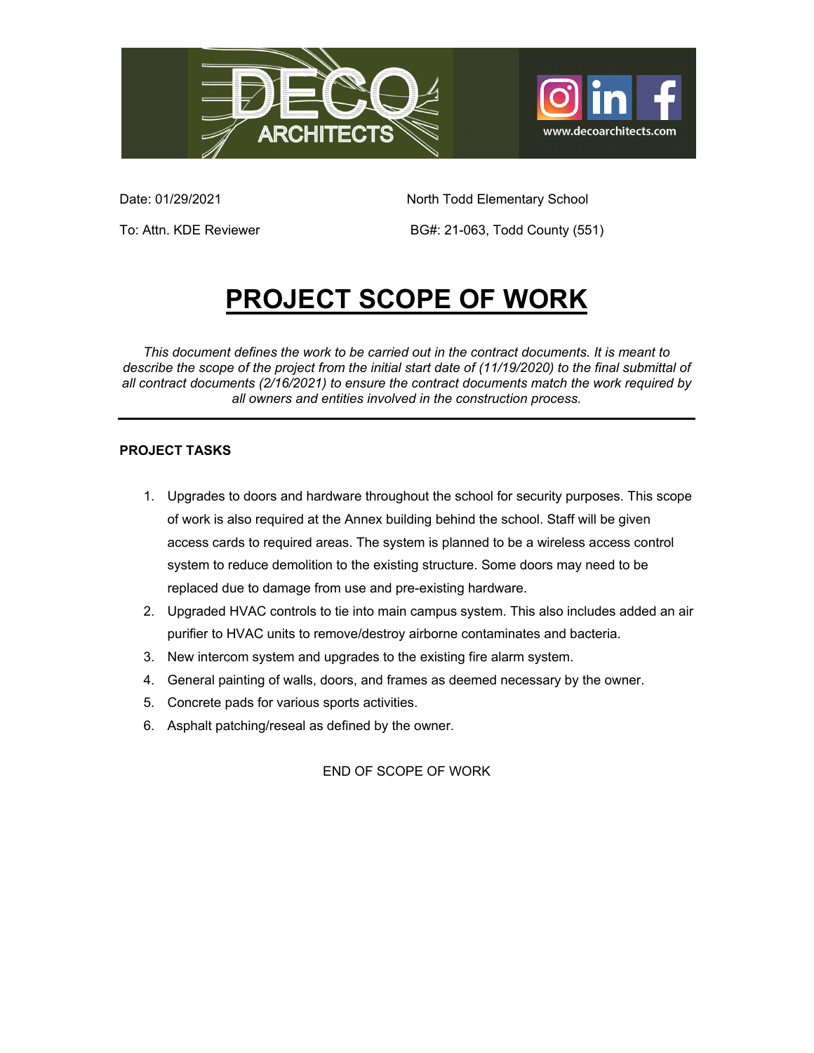DECO ARCHITECTS

www.decoarchitects.com

Date: 01/29/2021

North Todd Elementary School

To: Attn. KDE Reviewer

BG#: 21-063, Todd County (551)

# PROJECT SCOPE OF WORK

*This document defines the work to be carried out in the contract documents. It is meant to describe the scope of the project from the initial start date of (11/19/2020) to the final submittal of all contract documents (2/16/2021) to ensure the contract documents match the work required by all owners and entities involved in the construction process.*

---

**PROJECT TASKS**

1. Upgrades to doors and hardware throughout the school for security purposes. This scope of work is also required at the Annex building behind the school. Staff will be given access cards to required areas. The system is planned to be a wireless access control system to reduce demolition to the existing structure. Some doors may need to be replaced due to damage from use and pre-existing hardware.
2. Upgraded HVAC controls to tie into main campus system. This also includes added an air purifier to HVAC units to remove/destroy airborne contaminates and bacteria.
3. New intercom system and upgrades to the existing fire alarm system.
4. General painting of walls, doors, and frames as deemed necessary by the owner.
5. Concrete pads for various sports activities.
6. Asphalt patching/reseal as defined by the owner.

END OF SCOPE OF WORK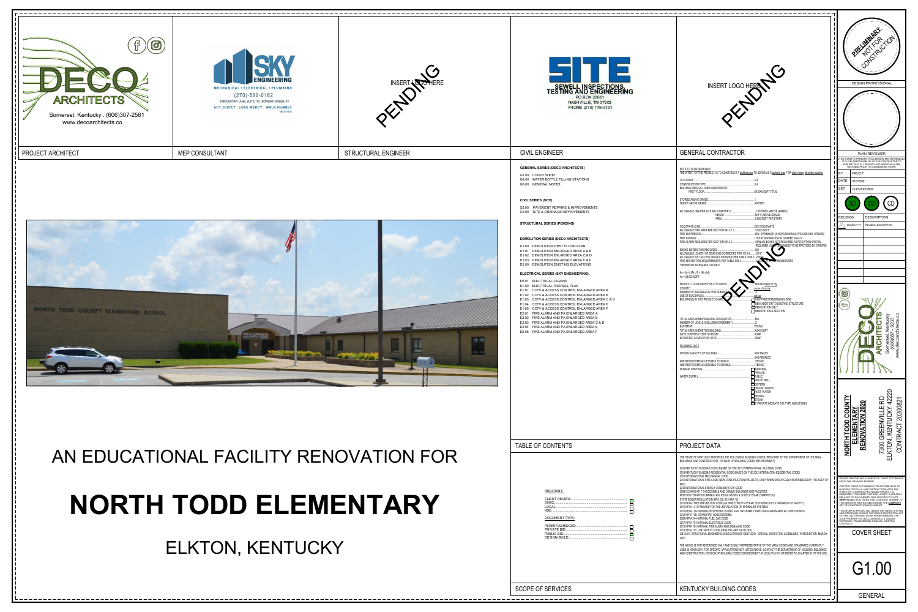DECO ARCHITECTS
Somerset, Kentucky . (606)307-2561
www.decoarchitects.co

PROJECT ARCHITECT

SKY ENGINEERING
MECHANICAL • ELECTRICAL • PLUMBING
(270)-599-0182
1800 DESTINY LANE, SUITE 113, BOWLING GREEN, KY
ACT JUSTLY . LOVE MERCY . WALK HUMBLY
MICAH 6:8

MEP CONSULTANT

INSERT LOGO HERE
PENDING

STRUCTURAL ENGINEER

SITE
SEWELL INSPECTIONS, TESTING AND ENGINEERING
PO BOX 22651
NASHVILLE, TN 37202
PHONE (270) 779-3161

CIVIL ENGINEER

INSERT LOGO HERE
PENDING

GENERAL CONTRACTOR

# AN EDUCATIONAL FACILITY RENOVATION FOR

# NORTH TODD ELEMENTARY

## ELKTON, KENTUCKY

## TABLE OF CONTENTS

**GENERAL SERIES (DECO ARCHITECTS)**
- G1.00 COVER SHEET
- G2.00 WATER BOTTLE FILLING STATIONS
- G3.00 GENERAL NOTES

**CIVIL SERIES (SITE)**
- C8.00 PAVEMENT REPAIRS & IMPROVEMENTS
- C9.00 SITE & DRAINAGE IMPROVEMENTS

**STRUCTURAL SERIES (PENDING)**

**DEMOLITION SERIES (DECO ARCHITECTS)**
- D1.00 DEMOLITION FIRST FLOOR PLAN
- D1.01 DEMOLITION ENLARGED AREA A & B
- D1.02 DEMOLITION ENLARGED AREA C & D
- D1.03 DEMOLITION ENLARGED AREA E & F
- D2.00 DEMOLITION EXISTING ELEVATIONS

**ELECTRICAL SERIES (SKY ENGINEERING)**
- E0.01 ELECTRICAL LEGEND
- E1.00 ELECTRICAL OVERALL PLAN
- E1.01 CCTV & ACCESS CONTROL ENLARGED AREA A
- E1.02 CCTV & ACCESS CONTROL ENLARGED AREA B
- E1.03 CCTV & ACCESS CONTROL ENLARGED AREA C & D
- E1.04 CCTV & ACCESS CONTROL ENLARGED AREA E
- E1.05 CCTV & ACCESS CONTROL ENLARGED AREA F
- E2.01 FIRE ALARM AND PA ENLARGED AREA A
- E2.02 FIRE ALARM AND PA ENLARGED AREA B
- E2.03 FIRE ALARM AND PA ENLARGED AREA C & D
- E2.04 FIRE ALARM AND PA ENLARGED AREA E
- E2.05 FIRE ALARM AND PA ENLARGED AREA F

## PROJECT DATA

PENDING

NOTE TO PLAN REVIEWER:
THE INTENT OF THE PROJECT IS TO CONSTRUCT A building type TO SERVE AS A building type FOR client name describe building

- OCCUPANCY: X-X
- CONSTRUCTION TYPE: X-X
- BUILDING AREA (ALL AREA UNDER ROOF): FIRST FLOOR XX,XXX SQFT TOTAL
- STORIES ABOVE GRADE: 1
- HEIGHT ABOVE GRADE: XX FEET
- ALLOWABLE H&A PER 2018 KBC CHAPTER 5*: 2 STORIES (ABOVE GRADE); HEIGHT 55 FT (ABOVE GRADE); AREA 9,500 SQFT PER STORY
- OCCUPANT LOAD: XXX OCCUPANTS
- ALLOWABLE FIRE AREA PER SECTION 903.2.1.3: 12,000 SQFT
- FIRE SUPPRESSION: YES, SPRINKLER, (SHOP DRAWINGS PROVIDED BY OTHERS)
- FIRE RATINGS: 1 HOUR SEPARATION AT SHARED WALLS
- FIRE ALARM REQUIRED PER SECTION 907.2.1: MANUAL BOXES NOT REQUIRED. NOTIFICATION SYSTEM REQUIRED. (SHOP DRAWINGS TO BE PROVIDED BY OTHERS)
- SMOKE DETECTOR REQUIRED: NO
- ALLOWABLE LENGTH OF DEAD END CORRIDORS PER 1018.4: 20'-0"
- ALLOWABLE EXIT ACCESS TRAVEL DISTANCE PER TABLE 1016.2: 250'
- FIRE SEPARATION REQUIREMENTS PER TABLE 508.4: BOUNDARIES
- *SPRINKLER INCREASES UTILIZED

$A_a = [A_t + (A_t \times I_f) + (A_t \times I_s)]$
$A_a$ = 38,000 SQFT

- PROJECT LOCATION WITHIN CITY LIMITS: YES/NO name of city
- COUNTY: name of county
- NUMBER OF BUILDINGS IN THIS SUBMITTAL: X
- USE OF BUILDING(S): X
- BUILDING(S) IN THIS PROJECT IS/ARE: ☐ NEW FREESTANDING BUILDING ☐ NEW ADDITION TO EXISTING STRUCTURE ☐ RENOVATION ONLY ☐ RENOVATION & ADDITION

- TOTAL AREA IN NEW BUILDING OR ADDITION: N/A
- NUMBER OF LEVELS (INCLUDING BASEMENT): X
- BASEMENT: YES/NO
- TOTAL AREA IN EXISTING BUILDING: XXXXX SQFT
- DATE CONSTRUCTION TO BEGIN: ASAP
- ESTIMATED COMPLETION DATE: ASAP

**PLUMBING DATA**

- DESIGN CAPACITY OF BUILDING: XXX MALES; XXX FEMALES
- ARE RESTROOMS ACCESSIBLE TO PUBLIC: YES/NO
- ARE RESTROOMS ACCESSIBLE TO DISABLE: YES/NO
- SEWAGE DISPOSAL: ☐ MUNICIPAL ☐ PRIVATE
- WATER SUPPLY: ☐ PUBLIC ☐ DRILLED WELL ☐ CISTERN ☐ HAULED WATER ☐ ROOF WATER ☐ SPRING ☐ STREAM ☐ IF PRIVATE INDICATE THE TYPE AND DESIGN

## SCOPE OF SERVICES

RECIPIENT:
- CLIENT REVIEW ☐
- DHBC ☐
- LOCAL ☐
- KDE ☐

DOCUMENT TYPE:
- PERMIT/ABRIDGED ☐
- PRIVATE BID ☐
- PUBLIC BID ☐
- DESIGN-BUILD ☐

## KENTUCKY BUILDING CODES

THE STATE OF KENTUCKY ENFORCES THE FOLLOWING BUILDING CODES (PROVIDED BY THE DEPARTMENT OF HOUSING, BUILDINGS AND CONSTRUCTION - DIVISION OF BUILDING CODES ENFORCEMENT)

- 2018 KENTUCKY BUILDING CODE (BASED ON THE 2015 INTERNATIONAL BUILDING CODE)
- 2018 KENTUCKY BUILDING RESIDENTIAL CODE (BASED ON THE 2012 INTERNATION RESIDENTIAL CODE)
- 2015 INTERNATIONAL MECHANICAL CODE
- 2012 INTERNATIONAL FIRE CODE (NEW CONSTRUCTION PROJECTS, ONLY WHEN SPECIFICALLY REFERENCED BY THE BODY OF KBC)
- 2012 INTERNATIONAL ENERGY CONSERVATION CODE
- 2009 ICC/ANSI A117.1 ACCESSIBLE AND USABLE BUILDINGS AND FACILITIES
- KENTUCKY STATE PLUMBING LAW, REGULATIONS & CODE (815 KAR CHAPTER 20)
- STATE BOILER REGULATION (KRS 236, 815 KAR 15)
- 2012 NFPA1 FIRE PREVENTION CODE (AS DIRECTED BY 815 KAR 10:60 KENTUCKY STANDARDS OF SAFETY)
- 2010 NFPA 13- STANDARD FOR THE INSTALLATION OF SPRINKLER SYSTEMS
- 2010 NFPA 13D- SPRINKLER SYSTEMS IN ONE- AND TWO-FAMILY DWELLINGS AND MANUFACTURED HOMES
- 2010 NFPA 13R- STANDPIPE, HOSE SYSTEMS
- 2009 NFPA 54- NATIONAL FUEL GAS CODE
- 2017 NFPA 70- NATIONAL ELECTRICAL CODE
- 2010 NFPA 72- NATIONAL FIRE ALARM AND SIGNALING CODE
- 2012 NFPA 101- LIFE SAFETY CODE (HEALTH CARE FACILITIES)
- SB-03-01- STRUCTURAL ENGINEERS ASSOCIATION OF KENTUCKY - SPECIAL INSPECTION GUIDELINES, THIRD EDITION, MARCH 2007

THE ABOVE IS FOR REFERENCE ONLY AND IS ONLY REPRESENTATIVE OF THE MANY CODES AND STANDARDS CURRENTLY USED IN KENTUCKY. FOR SPECIFIC APPLICATIONS NOT LISTED ABOVE, CONTACT THE DEPARTMENT OF HOUSING, BUILDINGS AND CONSTRUCTION, DIVISION OF BUILDING CODES ENFORCEMENT AT (502) 573-0373 OR REFER TO CHAPTER 35 OF THE KBC

---

PRELIMINARY NOT FOR CONSTRUCTION

DESIGN PROFESSIONAL

PLAN REVIEWER

IF NO STAMP IS PRESENT, PLAN REVIEW MAY BE PENDING. IT IS THE RESPONSIBILITY OF THE CONTRACTOR TO ENSURE THAT ALL PERMITS AND APPROVALS ARE OBTAINED PRIOR TO COMMENCING WORK.

| | |
|---|---|
| BY | TAB,CLP |
| DATE | 01/07/2021 |
| SET | CLIENT REVIEW |

SD DD CD

| REVISION | DESCRIPTION |
|---|---|
| 1 00/MM/YYYY | REVISION DESCRIPTION |

DECO ARCHITECTS
Somerset, Kentucky
(606)307-2561
www.decoarchitects.co

**NORTH TODD COUNTY ELEMENTARY RENOVATION 2020**
7300 GREENVILLE RD
ELKTON, KENTUCKY 42220
CONTRACT 20200821

DO NOT REMOVE ANY ELEMENT OF THESE DOCUMENTS FROM THE DRAWING BORDER.

COPYING THESE DOCUMENTS FOR DISTRIBUTION TO BUILDING OFFICIALS AND CONTRACTORS WITH THE INTENT OF CONSTRUCTING NAMED PROJECT IS PERMITTED, PROVIDED THAT EACH PARTY IS ISSUED A FULL SET OF DOCUMENTS. THE ARCHITECT IS NOT RESPONSIBLE FOR WORK THAT DOES NOT ADHERE TO THE DESIGN INTENT ESTABLISHED BY THE COMPLETE SET OF CONSTRUCTION DOCUMENTS.

THIS WORK IS PROTECTED UNDER THE UNITED STATES ARCHITECTURAL WORKS COPYRIGHT PROTECTION ACT OF 1990. ALL ORIGINAL WORK HEREIN REMAINS THE SOLE PROPERTY OF DECO ARCHITECTS UNLESS EXPRESSLY TRANSFERRED THROUGH WRITTEN CONTRACT.

COVER SHEET

G1.00

GENERAL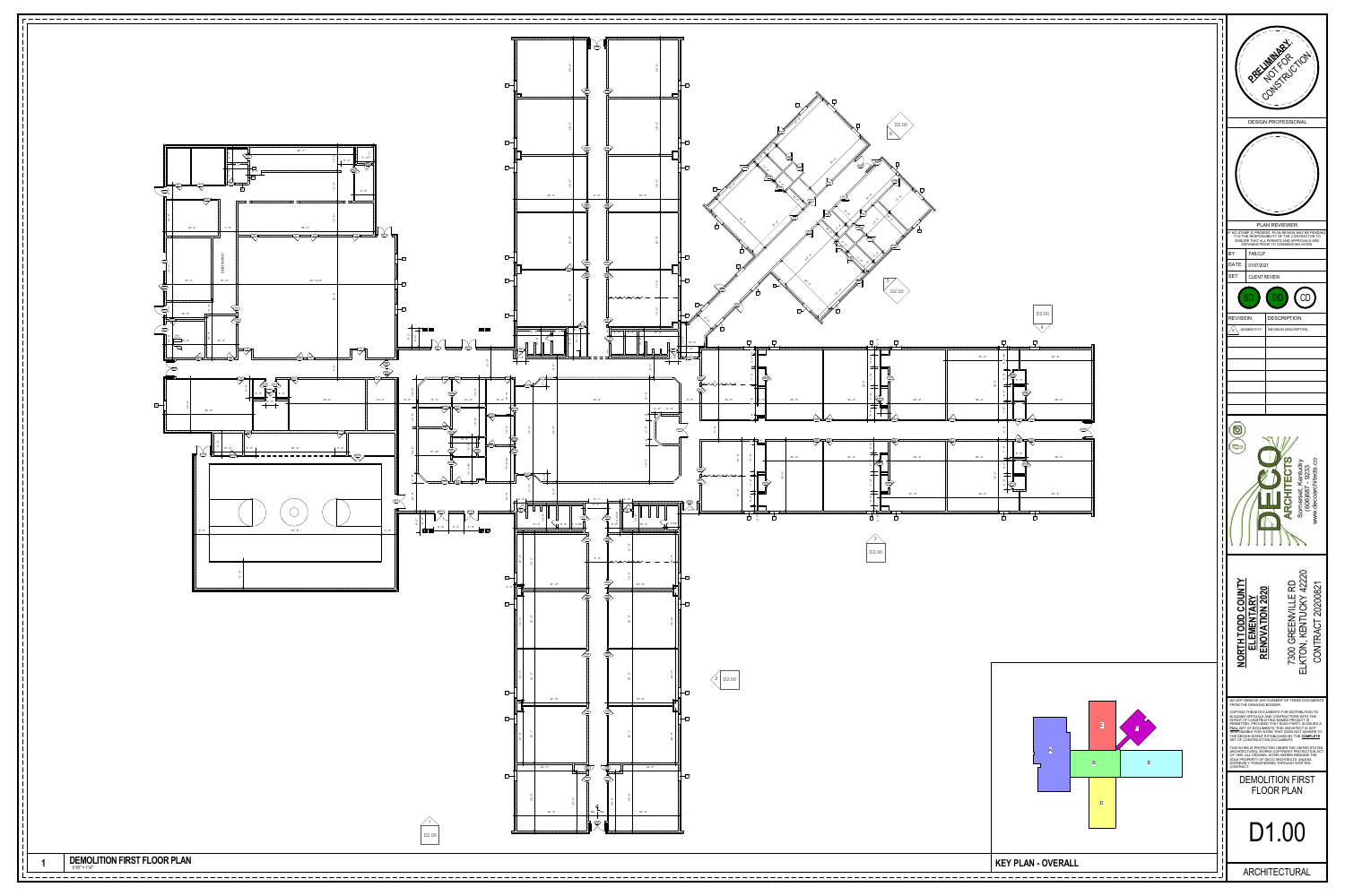PRELIMINARY NOT FOR CONSTRUCTION

DESIGN PROFESSIONAL

PLAN REVIEWER

IF NO STAMP IS PRESENT, PLAN REVIEW MAY BE PENDING. IT IS THE RESPONSIBILITY OF THE CONTRACTOR TO ENSURE THAT ALL PERMITS AND APPROVALS ARE OBTAINED PRIOR TO COMMENCING WORK.

| | |
|---|---|
| BY | TAB,CLP |
| DATE | 01/07/2021 |
| SET | CLIENT REVIEW |

SD DD CD

| REVISION | DESCRIPTION |
|---|---|
| DD/MM/YYYY | REVISION DESCRIPTION |

DECO ARCHITECTS
Somerset, Kentucky
(606)687-5223
www.decoarchitects.co

**NORTH TODD COUNTY ELEMENTARY RENOVATION 2020**

7300 GREENVILLE RD
ELKTON, KENTUCKY 42220
CONTRACT 20200821

DO NOT REMOVE ANY ELEMENT OF THESE DOCUMENTS FROM THE DRAWING BORDER.

COPYING THESE DOCUMENTS FOR DISTRIBUTION TO BUILDING OFFICIALS AND CONTRACTORS WITH THE INTENT OF CONSTRUCTING NAMED PROJECT IS PERMITTED, PROVIDED THAT EACH PARTY IS ISSUED A **FULL** SET OF DOCUMENTS. THE ARCHITECT IS NOT **RESPONSIBLE** FOR WORK THAT DOES NOT ADHERE TO THE DESIGN INTENT ESTABLISHED BY THE **COMPLETE** SET OF CONSTRUCTION DOCUMENTS.

THIS WORK IS PROTECTED UNDER THE UNITED STATES ARCHITECTURAL WORKS COPYRIGHT PROTECTION ACT OF 1990. ALL ORIGINAL WORK HEREIN REMAINS THE SOLE PROPERTY OF DECO ARCHITECTS UNLESS EXPRESSLY TRANSFERRED THROUGH WRITTEN CONTRACT.

DEMOLITION FIRST FLOOR PLAN

D1.00

ARCHITECTURAL

1 **DEMOLITION FIRST FLOOR PLAN**
1/16" = 1'-0"

**KEY PLAN - OVERALL**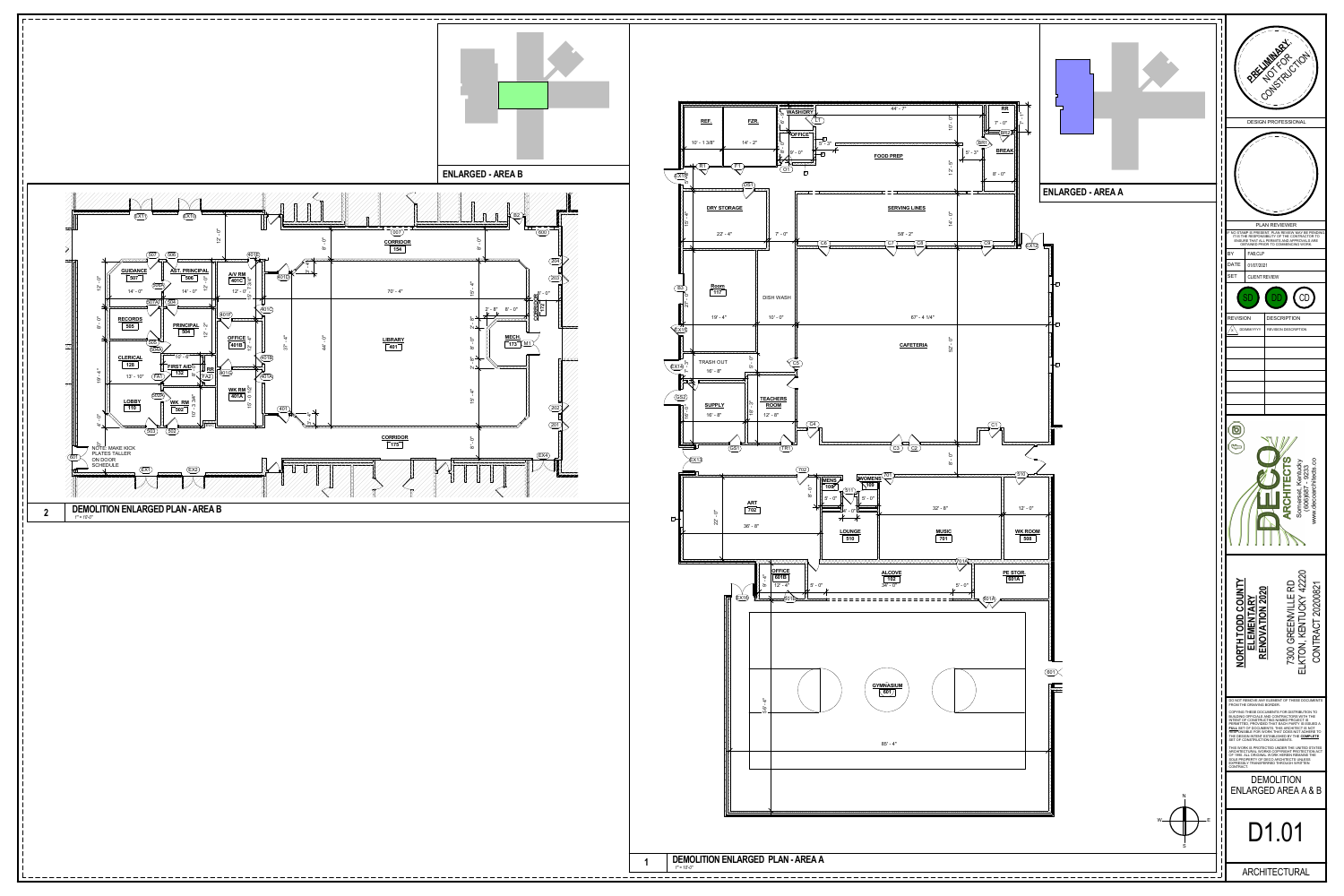## ENLARGED - AREA B

### 2 DEMOLITION ENLARGED PLAN - AREA B

1" = 10'-0"

NOTE: MAKE KICK PLATES TALLER ON DOOR SCHEDULE

GUIDANCE 507 · AST. PRINCIPAL 506 · A/V RM 401C · RECORDS 505 · PRINCIPAL 504 · OFFICE 401B · CLERICAL 128 · FIRST AID 132 · RR · WK RM 401A · LOBBY 110 · WK. RM 502 · CORRIDOR 154 · LIBRARY 401 · MECH. 173 · CORRIDOR 172 · CORRIDOR 175

## ENLARGED - AREA A

### 1 DEMOLITION ENLARGED PLAN - AREA A

1" = 10'-0"

REF. · FZR. · WASHDRY · OFFICE · FOOD PREP · RR · BREAK · DRY STORAGE · SERVING LINES · Room 117 · DISH WASH · CAFETERIA · TRASH OUT · SUPPLY · TEACHERS ROOM · ART 702 · MENS 109 · WOMENS 108 · LOUNGE 510 · MUSIC 701 · WK ROOM 509 · OFFICE 601B · ALCOVE 102 · PE STOR. 601A · GYMNASIUM 601

PRELIMINARY NOT FOR CONSTRUCTION

DESIGN PROFESSIONAL

PLAN REVIEWER

IF NO STAMP IS PRESENT, PLAN REVIEW MAY BE PENDING. IT IS THE RESPONSIBILITY OF THE CONTRACTOR TO ENSURE THAT ALL PERMITS AND APPROVALS ARE OBTAINED PRIOR TO COMMENCING WORK.

| BY | FAB,CLP |
|---|---|
| DATE | 01/07/2021 |
| SET | CLIENT REVIEW |

SD · DD · CD

| REVISION | DESCRIPTION |
|---|---|
| DD/MM/YYYY | REVISION DESCRIPTION |

DECO ARCHITECTS
Somerset, Kentucky
(606)687 - 0233
www.decoarchitects.co

**NORTH TODD COUNTY ELEMENTARY RENOVATION 2020**

7300 GREENVILLE RD
ELKTON, KENTUCKY 42220
CONTRACT 20200821

DO NOT REMOVE ANY ELEMENT OF THESE DOCUMENTS FROM THE DRAWING BORDER.

COPYING THESE DOCUMENTS FOR DISTRIBUTION TO BUILDING OFFICIALS AND CONTRACTORS WITH THE INTENT OF CONSTRUCTING NAMED PROJECT IS PERMITTED, PROVIDED THAT EACH PARTY IS ISSUED A FULL SET OF DOCUMENTS. THE ARCHITECT IS NOT RESPONSIBLE FOR WORK THAT DOES NOT ADHERE TO THE DESIGN INTENT ESTABLISHED BY THE COMPLETE SET OF CONSTRUCTION DOCUMENTS.

THIS WORK IS PROTECTED UNDER THE UNITED STATES ARCHITECTURAL WORKS COPYRIGHT PROTECTION ACT OF 1990. ALL ORIGINAL WORK HEREIN REMAINS THE SOLE PROPERTY OF DECO ARCHITECTS UNLESS EXPRESSLY TRANSFERRED THROUGH WRITTEN CONTRACT.

DEMOLITION ENLARGED AREA A & B

D1.01

ARCHITECTURAL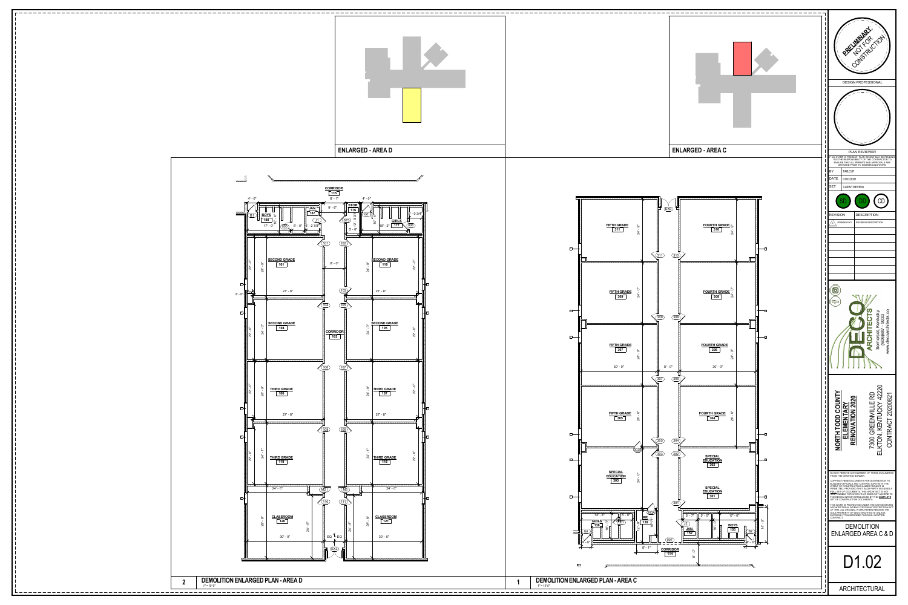## ENLARGED - AREA D

## ENLARGED - AREA C

### 2 DEMOLITION ENLARGED PLAN - AREA D

1" = 10'-0"

CORRIDOR 115

BOYS 188

JAN 187

STOR 176

GIRLS 177

SECOND GRADE 101

SECOND GRADE 116

SECOND GRADE 104

CORRIDOR 102

SECOND GRADE 105

THIRD GRADE 106

THIRD GRADE 107

THIRD GRADE 119

THIRD GRADE 118

CLASSROOM 120

CLASSROOM 121

### 1 DEMOLITION ENLARGED PLAN - AREA C

1" = 10'-0"

FIFTH GRADE 311

FOURTH GRADE 310

FIFTH GRADE 309

FOURTH GRADE 308

FIFTH GRADE 307

FOURTH GRADE 306

FIFTH GRADE 305

FOURTH GRADE 304

SPECIAL EDUCATION 303

SPECIAL EDUCATION 302

SPECIAL EDUCATION 301

GIRLS 138

MR 139

JAN 150

BOYS 153

CORRIDOR 114

---

PRELIMINARY NOT FOR CONSTRUCTION

DESIGN PROFESSIONAL

PLAN REVIEWER

IF NO STAMP IS PRESENT, PLAN REVIEW MAY BE PENDING. IT IS THE RESPONSIBILITY OF THE CONTRACTOR TO ENSURE THAT ALL PERMITS AND APPROVALS ARE OBTAINED PRIOR TO COMMENCING WORK.

| | |
|---|---|
| BY | FAB,CLP |
| DATE | 01/07/2021 |
| SET | CLIENT REVIEW |

SD DD CD

| REVISION | DESCRIPTION |
|---|---|
| 1 DD/MM/YYYY | REVISION DESCRIPTION |

DECO ARCHITECTS

Somerset, Kentucky
(606)687 - 9223
www.decoarchitects.co

**NORTH TODD COUNTY ELEMENTARY RENOVATION 2020**

7300 GREENVILLE RD
ELKTON, KENTUCKY 42220
CONTRACT 20200821

DO NOT REMOVE ANY ELEMENT OF THESE DOCUMENTS FROM THE DRAWING BORDER.

COPYING THESE DOCUMENTS FOR DISTRIBUTION TO BUILDING OFFICIALS AND CONTRACTORS WITH THE INTENT OF CONSTRUCTING SUBJECT PROJECT IS PERMITTED, PROVIDED THAT EACH PARTY IS ISSUED A FULL SET OF DOCUMENTS. THE ARCHITECT IS NOT RESPONSIBLE FOR WORK THAT DOES NOT ADHERE TO THE DESIGN INTENT ESTABLISHED BY THE COMPLETE SET OF CONSTRUCTION DOCUMENTS.

THIS WORK IS PROTECTED UNDER THE UNITED STATES ARCHITECTURAL WORKS COPYRIGHT PROTECTION ACT OF 1990. ALL ORIGINAL WORK HEREIN REMAINS THE SOLE PROPERTY OF DECO ARCHITECTS UNLESS EXPRESSLY TRANSFERRED THROUGH WRITTEN CONTRACT.

DEMOLITION ENLARGED AREA C & D

D1.02

ARCHITECTURAL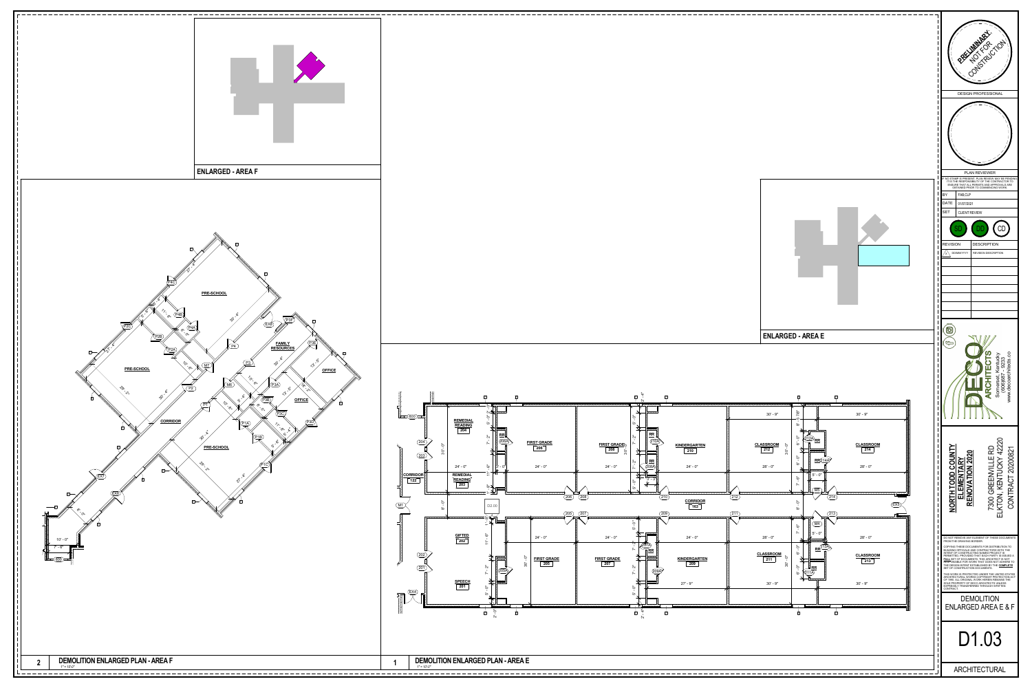ENLARGED - AREA F

PRE-SCHOOL

PRE-SCHOOL

CORRIDOR

PRE-SCHOOL

FAMILY RESOURCES

OFFICE

OFFICE

ENLARGED - AREA E

REMEDIAL READING 204

REMEDIAL READING 203

FIRST GRADE 206

FIRST GRADE 208

KINDERGARTEN 210

CLASSROOM 212

CLASSROOM 214

CORRIDOR 122

CORRIDOR 145

GIFTED 202

SPEECH 201

FIRST GRADE 205

FIRST GRADE 207

KINDERGARTEN 209

CLASSROOM 211

CLASSROOM 213

2 DEMOLITION ENLARGED PLAN - AREA F
1" = 10'-0"

1 DEMOLITION ENLARGED PLAN - AREA E
1" = 10'-0"

PRELIMINARY NOT FOR CONSTRUCTION

DESIGN PROFESSIONAL

PLAN REVIEWER

IF NO STAMP IS PRESENT, PLAN REVIEW MAY BE PENDING. IT IS THE RESPONSIBILITY OF THE CONTRACTOR TO ENSURE THAT ALL PERMITS AND APPROVALS ARE OBTAINED PRIOR TO COMMENCING WORK.

| | |
|---|---|
| BY | FAB,CLP |
| DATE | 01/07/2021 |
| SET | CLIENT REVIEW |

SD DD CD

| REVISION | DESCRIPTION |
|---|---|
| DD/MM/YYYY | REVISION DESCRIPTION |

DECO ARCHITECTS
Somerset, Kentucky
(606)687 - 9223
www.decoarchitects.co

NORTH TODD COUNTY ELEMENTARY RENOVATION 2020
7300 GREENVILLE RD
ELKTON, KENTUCKY 42220
CONTRACT 20200821

DO NOT REMOVE ANY ELEMENT OF THESE DOCUMENTS FROM THE DRAWING BORDER.

COPYING THESE DOCUMENTS FOR DISTRIBUTION TO BUILDING OFFICIALS AND CONTRACTORS WITH THE INTENT OF CONSTRUCTING NAMED PROJECT IS PERMITTED, PROVIDED THAT EACH PARTY IS ISSUED A FULL SET OF DOCUMENTS. DECO ARCHITECTS IS NOT RESPONSIBLE FOR WORK THAT DOES NOT ADHERE TO THE DESIGN INTENT ESTABLISHED BY THE COMPLETE SET OF CONSTRUCTION DOCUMENTS.

THIS WORK IS PROTECTED UNDER THE UNITED STATES ARCHITECTURAL WORKS COPYRIGHT PROTECTION ACT OF 1990. ALL ORIGINAL WORK HEREIN REMAINS THE SOLE PROPERTY OF DECO ARCHITECTS UNLESS EXPRESSLY TRANSFERRED THROUGH WRITTEN CONTRACT.

DEMOLITION ENLARGED AREA E & F

D1.03

ARCHITECTURAL